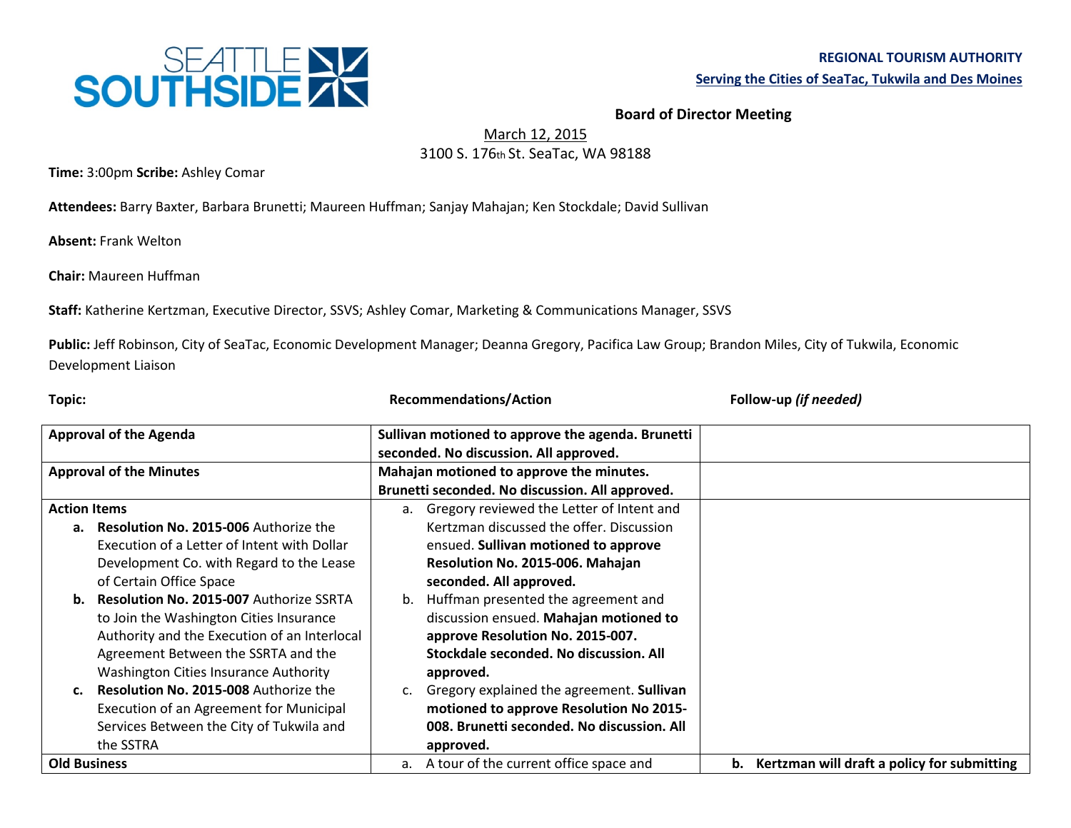**REGIONAL TOURISM AUTHORITY**

**Serving the Cities of SeaTac, Tukwila and Des Moines**

**Board of Director Meeting**

March 12, 2015

3100 S. 176th St. SeaTac, WA 98188

**Time:** 3:00pm **Scribe:** Ashley Comar

**Attendees:** Barry Baxter, Barbara Brunetti; Maureen Huffman; Sanjay Mahajan; Ken Stockdale; David Sullivan

**Absent:** Frank Welton

**Chair:** Maureen Huffman

**Staff:** Katherine Kertzman, Executive Director, SSVS; Ashley Comar, Marketing & Communications Manager, SSVS

**Public:** Jeff Robinson, City of SeaTac, Economic Development Manager; Deanna Gregory, Pacifica Law Group; Brandon Miles, City of Tukwila, Economic Development Liaison

| **Topic:** | **Recommendations/Action** | **Follow-up** ***(if needed)*** |
|---|---|---|
| **Approval of the Agenda** | **Sullivan motioned to approve the agenda. Brunetti seconded. No discussion. All approved.** | |
| **Approval of the Minutes** | **Mahajan motioned to approve the minutes. Brunetti seconded. No discussion. All approved.** | |
| **Action Items**<br>**a. Resolution No. 2015-006** Authorize the Execution of a Letter of Intent with Dollar Development Co. with Regard to the Lease of Certain Office Space<br>**b. Resolution No. 2015-007** Authorize SSRTA to Join the Washington Cities Insurance Authority and the Execution of an Interlocal Agreement Between the SSRTA and the Washington Cities Insurance Authority<br>**c. Resolution No. 2015-008** Authorize the Execution of an Agreement for Municipal Services Between the City of Tukwila and the SSRTA | a. Gregory reviewed the Letter of Intent and Kertzman discussed the offer. Discussion ensued. **Sullivan motioned to approve Resolution No. 2015-006. Mahajan seconded. All approved.**<br>b. Huffman presented the agreement and discussion ensued. **Mahajan motioned to approve Resolution No. 2015-007. Stockdale seconded. No discussion. All approved.**<br>c. Gregory explained the agreement. **Sullivan motioned to approve Resolution No 2015-008. Brunetti seconded. No discussion. All approved.** | |
| **Old Business** | a. A tour of the current office space and | **b. Kertzman will draft a policy for submitting** |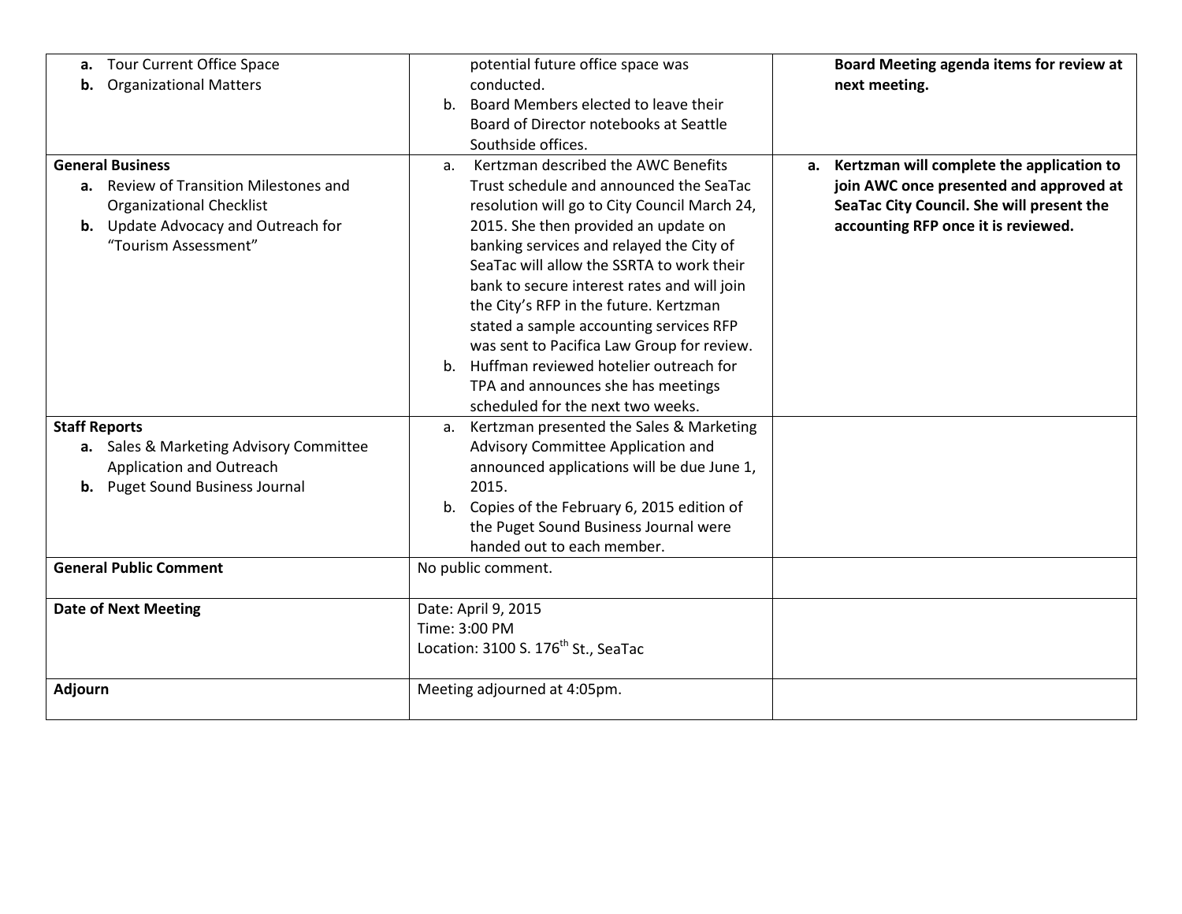| | | |
|---|---|---|
| **a.** Tour Current Office Space<br>**b.** Organizational Matters | potential future office space was conducted.<br>b. Board Members elected to leave their Board of Director notebooks at Seattle Southside offices. | **Board Meeting agenda items for review at next meeting.** |
| **General Business**<br>**a.** Review of Transition Milestones and Organizational Checklist<br>**b.** Update Advocacy and Outreach for "Tourism Assessment" | a. Kertzman described the AWC Benefits Trust schedule and announced the SeaTac resolution will go to City Council March 24, 2015. She then provided an update on banking services and relayed the City of SeaTac will allow the SSRTA to work their bank to secure interest rates and will join the City's RFP in the future. Kertzman stated a sample accounting services RFP was sent to Pacifica Law Group for review.<br>b. Huffman reviewed hotelier outreach for TPA and announces she has meetings scheduled for the next two weeks. | **a. Kertzman will complete the application to join AWC once presented and approved at SeaTac City Council. She will present the accounting RFP once it is reviewed.** |
| **Staff Reports**<br>**a.** Sales & Marketing Advisory Committee Application and Outreach<br>**b.** Puget Sound Business Journal | a. Kertzman presented the Sales & Marketing Advisory Committee Application and announced applications will be due June 1, 2015.<br>b. Copies of the February 6, 2015 edition of the Puget Sound Business Journal were handed out to each member. | |
| **General Public Comment** | No public comment. | |
| **Date of Next Meeting** | Date: April 9, 2015<br>Time: 3:00 PM<br>Location: 3100 S. 176th St., SeaTac | |
| **Adjourn** | Meeting adjourned at 4:05pm. | |